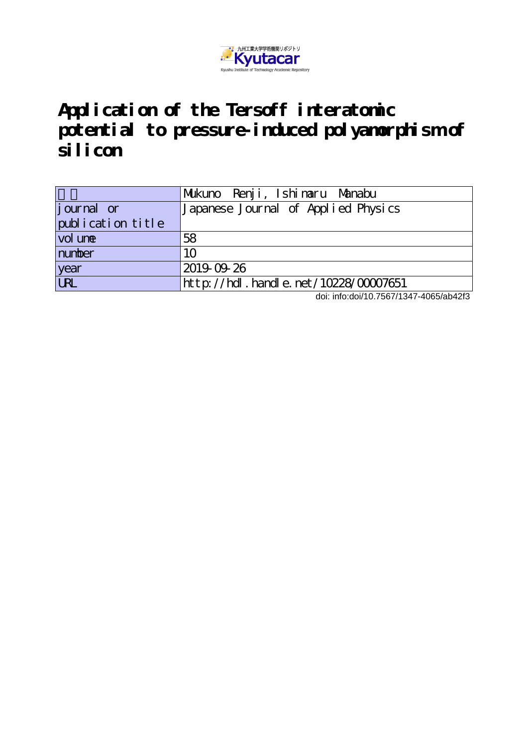# Application of the Tersoff interatomic potential to pressure-induced polyamorphism of silicon

| 著者 | Mukuno Renji, Ishimaru Manabu |
|---|---|
| journal or publication title | Japanese Journal of Applied Physics |
| volume | 58 |
| number | 10 |
| year | 2019-09-26 |
| URL | http://hdl.handle.net/10228/00007651 |

doi: info:doi/10.7567/1347-4065/ab42f3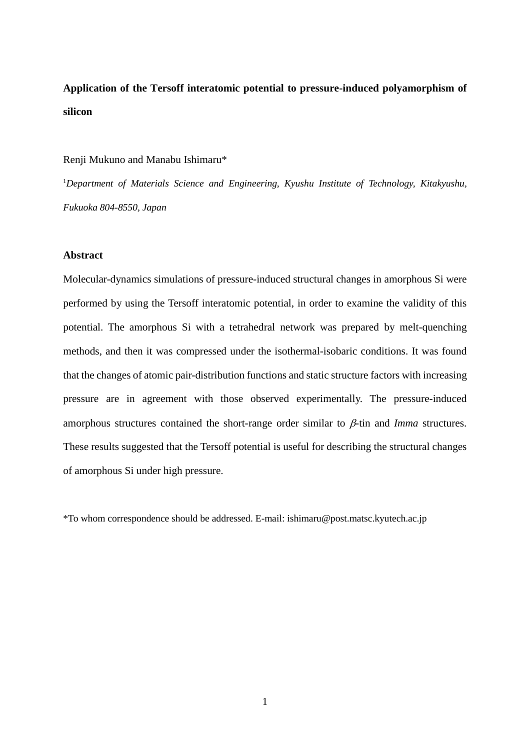**Application of the Tersoff interatomic potential to pressure-induced polyamorphism of silicon**

Renji Mukuno and Manabu Ishimaru*

[1]*Department of Materials Science and Engineering, Kyushu Institute of Technology, Kitakyushu, Fukuoka 804-8550, Japan*

## Abstract

Molecular-dynamics simulations of pressure-induced structural changes in amorphous Si were performed by using the Tersoff interatomic potential, in order to examine the validity of this potential. The amorphous Si with a tetrahedral network was prepared by melt-quenching methods, and then it was compressed under the isothermal-isobaric conditions. It was found that the changes of atomic pair-distribution functions and static structure factors with increasing pressure are in agreement with those observed experimentally. The pressure-induced amorphous structures contained the short-range order similar to $\beta$-tin and *Imma* structures. These results suggested that the Tersoff potential is useful for describing the structural changes of amorphous Si under high pressure.

*To whom correspondence should be addressed. E-mail: ishimaru@post.matsc.kyutech.ac.jp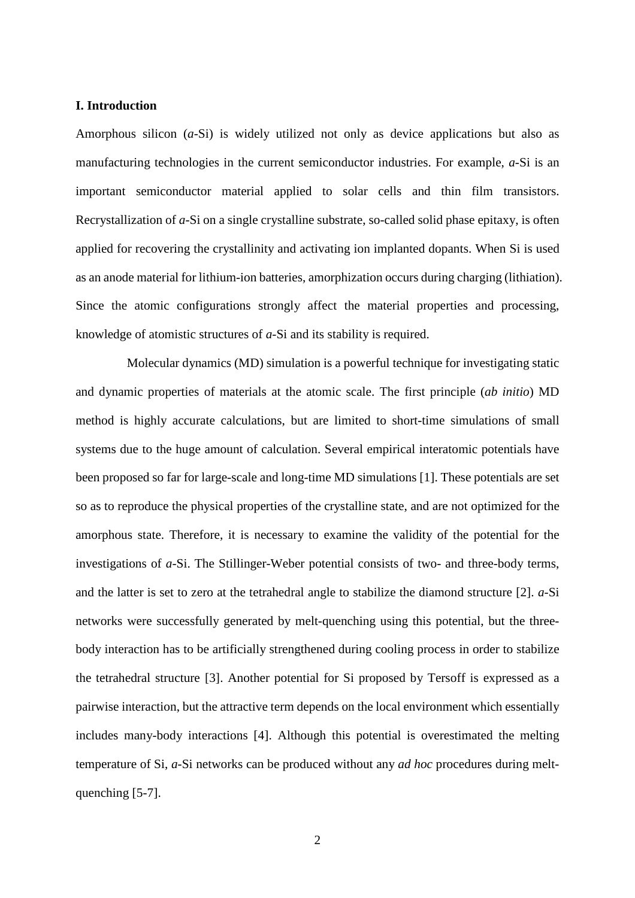## I. Introduction

Amorphous silicon (*a*-Si) is widely utilized not only as device applications but also as manufacturing technologies in the current semiconductor industries. For example, *a*-Si is an important semiconductor material applied to solar cells and thin film transistors. Recrystallization of *a*-Si on a single crystalline substrate, so-called solid phase epitaxy, is often applied for recovering the crystallinity and activating ion implanted dopants. When Si is used as an anode material for lithium-ion batteries, amorphization occurs during charging (lithiation). Since the atomic configurations strongly affect the material properties and processing, knowledge of atomistic structures of *a*-Si and its stability is required.

Molecular dynamics (MD) simulation is a powerful technique for investigating static and dynamic properties of materials at the atomic scale. The first principle (*ab initio*) MD method is highly accurate calculations, but are limited to short-time simulations of small systems due to the huge amount of calculation. Several empirical interatomic potentials have been proposed so far for large-scale and long-time MD simulations [1]. These potentials are set so as to reproduce the physical properties of the crystalline state, and are not optimized for the amorphous state. Therefore, it is necessary to examine the validity of the potential for the investigations of *a*-Si. The Stillinger-Weber potential consists of two- and three-body terms, and the latter is set to zero at the tetrahedral angle to stabilize the diamond structure [2]. *a*-Si networks were successfully generated by melt-quenching using this potential, but the three-body interaction has to be artificially strengthened during cooling process in order to stabilize the tetrahedral structure [3]. Another potential for Si proposed by Tersoff is expressed as a pairwise interaction, but the attractive term depends on the local environment which essentially includes many-body interactions [4]. Although this potential is overestimated the melting temperature of Si, *a*-Si networks can be produced without any *ad hoc* procedures during melt-quenching [5-7].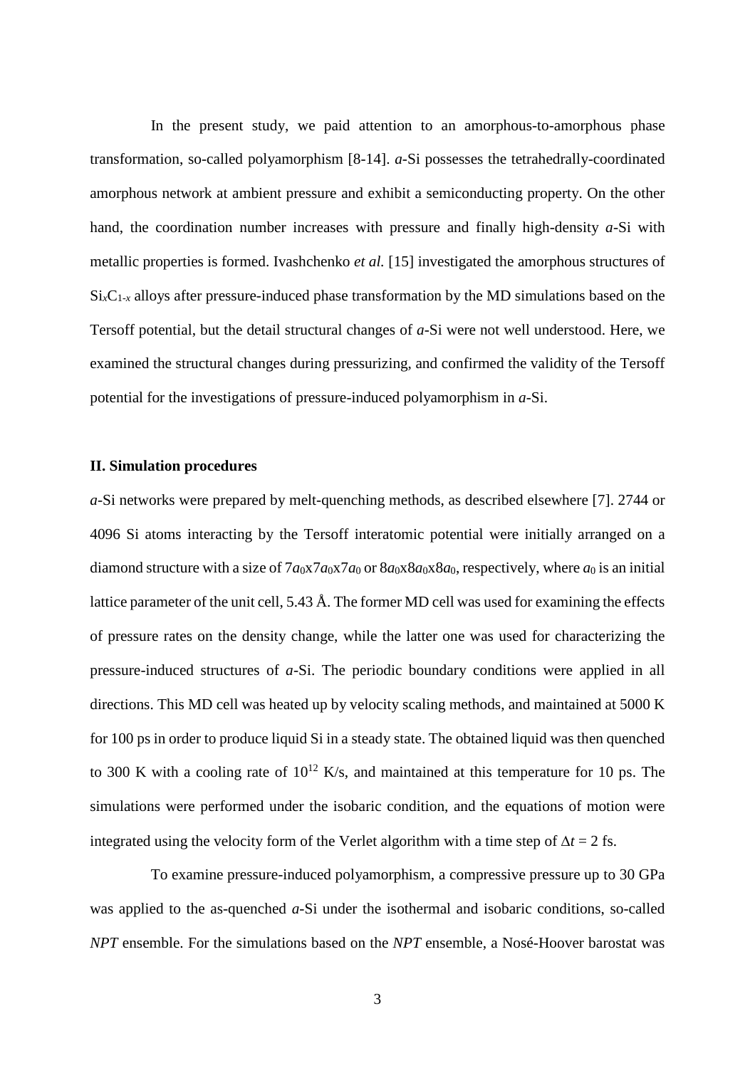In the present study, we paid attention to an amorphous-to-amorphous phase transformation, so-called polyamorphism [8-14]. *a*-Si possesses the tetrahedrally-coordinated amorphous network at ambient pressure and exhibit a semiconducting property. On the other hand, the coordination number increases with pressure and finally high-density *a*-Si with metallic properties is formed. Ivashchenko *et al.* [15] investigated the amorphous structures of $Si_xC_{1-x}$ alloys after pressure-induced phase transformation by the MD simulations based on the Tersoff potential, but the detail structural changes of *a*-Si were not well understood. Here, we examined the structural changes during pressurizing, and confirmed the validity of the Tersoff potential for the investigations of pressure-induced polyamorphism in *a*-Si.

## II. Simulation procedures

*a*-Si networks were prepared by melt-quenching methods, as described elsewhere [7]. 2744 or 4096 Si atoms interacting by the Tersoff interatomic potential were initially arranged on a diamond structure with a size of $7a_0 \times 7a_0 \times 7a_0$ or $8a_0 \times 8a_0 \times 8a_0$, respectively, where $a_0$ is an initial lattice parameter of the unit cell, 5.43 Å. The former MD cell was used for examining the effects of pressure rates on the density change, while the latter one was used for characterizing the pressure-induced structures of *a*-Si. The periodic boundary conditions were applied in all directions. This MD cell was heated up by velocity scaling methods, and maintained at 5000 K for 100 ps in order to produce liquid Si in a steady state. The obtained liquid was then quenched to 300 K with a cooling rate of $10^{12}$ K/s, and maintained at this temperature for 10 ps. The simulations were performed under the isobaric condition, and the equations of motion were integrated using the velocity form of the Verlet algorithm with a time step of $\Delta t = 2$ fs.

To examine pressure-induced polyamorphism, a compressive pressure up to 30 GPa was applied to the as-quenched *a*-Si under the isothermal and isobaric conditions, so-called *NPT* ensemble. For the simulations based on the *NPT* ensemble, a Nosé-Hoover barostat was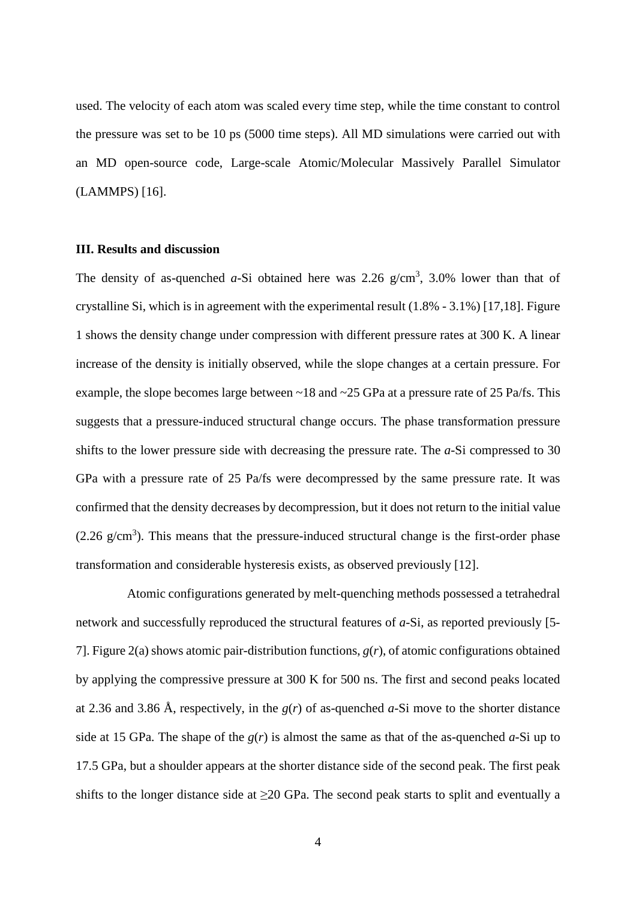used. The velocity of each atom was scaled every time step, while the time constant to control the pressure was set to be 10 ps (5000 time steps). All MD simulations were carried out with an MD open-source code, Large-scale Atomic/Molecular Massively Parallel Simulator (LAMMPS) [16].

## III. Results and discussion

The density of as-quenched *a*-Si obtained here was 2.26 g/cm$^3$, 3.0% lower than that of crystalline Si, which is in agreement with the experimental result (1.8% - 3.1%) [17,18]. Figure 1 shows the density change under compression with different pressure rates at 300 K. A linear increase of the density is initially observed, while the slope changes at a certain pressure. For example, the slope becomes large between ~18 and ~25 GPa at a pressure rate of 25 Pa/fs. This suggests that a pressure-induced structural change occurs. The phase transformation pressure shifts to the lower pressure side with decreasing the pressure rate. The *a*-Si compressed to 30 GPa with a pressure rate of 25 Pa/fs were decompressed by the same pressure rate. It was confirmed that the density decreases by decompression, but it does not return to the initial value (2.26 g/cm$^3$). This means that the pressure-induced structural change is the first-order phase transformation and considerable hysteresis exists, as observed previously [12].

Atomic configurations generated by melt-quenching methods possessed a tetrahedral network and successfully reproduced the structural features of *a*-Si, as reported previously [5-7]. Figure 2(a) shows atomic pair-distribution functions, $g(r)$, of atomic configurations obtained by applying the compressive pressure at 300 K for 500 ns. The first and second peaks located at 2.36 and 3.86 Å, respectively, in the $g(r)$ of as-quenched *a*-Si move to the shorter distance side at 15 GPa. The shape of the $g(r)$ is almost the same as that of the as-quenched *a*-Si up to 17.5 GPa, but a shoulder appears at the shorter distance side of the second peak. The first peak shifts to the longer distance side at ≥20 GPa. The second peak starts to split and eventually a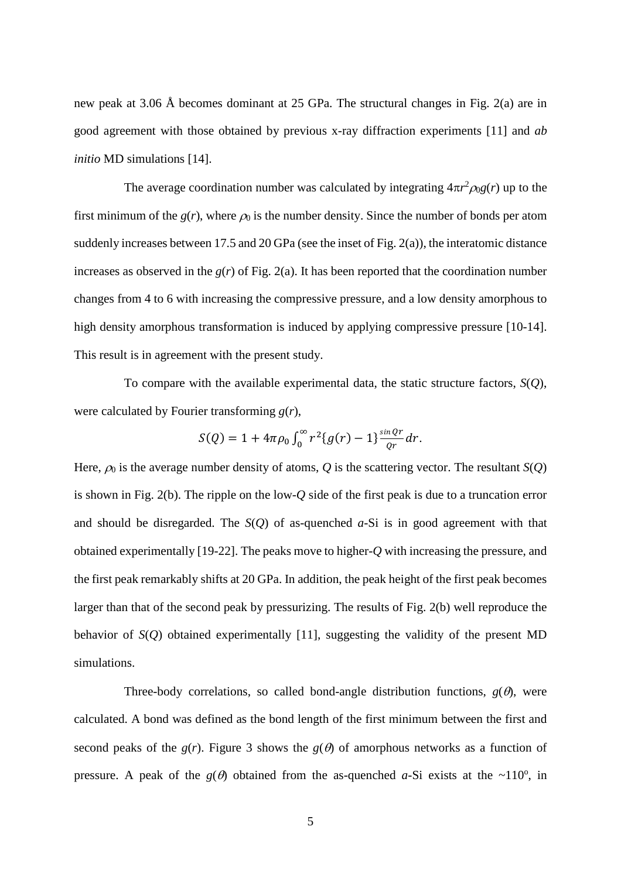new peak at 3.06 Å becomes dominant at 25 GPa. The structural changes in Fig. 2(a) are in good agreement with those obtained by previous x-ray diffraction experiments [11] and *ab initio* MD simulations [14].

The average coordination number was calculated by integrating $4\pi r^2 \rho_0 g(r)$ up to the first minimum of the $g(r)$, where $\rho_0$ is the number density. Since the number of bonds per atom suddenly increases between 17.5 and 20 GPa (see the inset of Fig. 2(a)), the interatomic distance increases as observed in the $g(r)$ of Fig. 2(a). It has been reported that the coordination number changes from 4 to 6 with increasing the compressive pressure, and a low density amorphous to high density amorphous transformation is induced by applying compressive pressure [10-14]. This result is in agreement with the present study.

To compare with the available experimental data, the static structure factors, $S(Q)$, were calculated by Fourier transforming $g(r)$,

$$S(Q) = 1 + 4\pi\rho_0 \int_0^\infty r^2\{g(r) - 1\}\frac{\sin Qr}{Qr}dr.$$

Here, $\rho_0$ is the average number density of atoms, $Q$ is the scattering vector. The resultant $S(Q)$ is shown in Fig. 2(b). The ripple on the low-$Q$ side of the first peak is due to a truncation error and should be disregarded. The $S(Q)$ of as-quenched *a*-Si is in good agreement with that obtained experimentally [19-22]. The peaks move to higher-$Q$ with increasing the pressure, and the first peak remarkably shifts at 20 GPa. In addition, the peak height of the first peak becomes larger than that of the second peak by pressurizing. The results of Fig. 2(b) well reproduce the behavior of $S(Q)$ obtained experimentally [11], suggesting the validity of the present MD simulations.

Three-body correlations, so called bond-angle distribution functions, $g(\theta)$, were calculated. A bond was defined as the bond length of the first minimum between the first and second peaks of the $g(r)$. Figure 3 shows the $g(\theta)$ of amorphous networks as a function of pressure. A peak of the $g(\theta)$ obtained from the as-quenched *a*-Si exists at the ~110°, in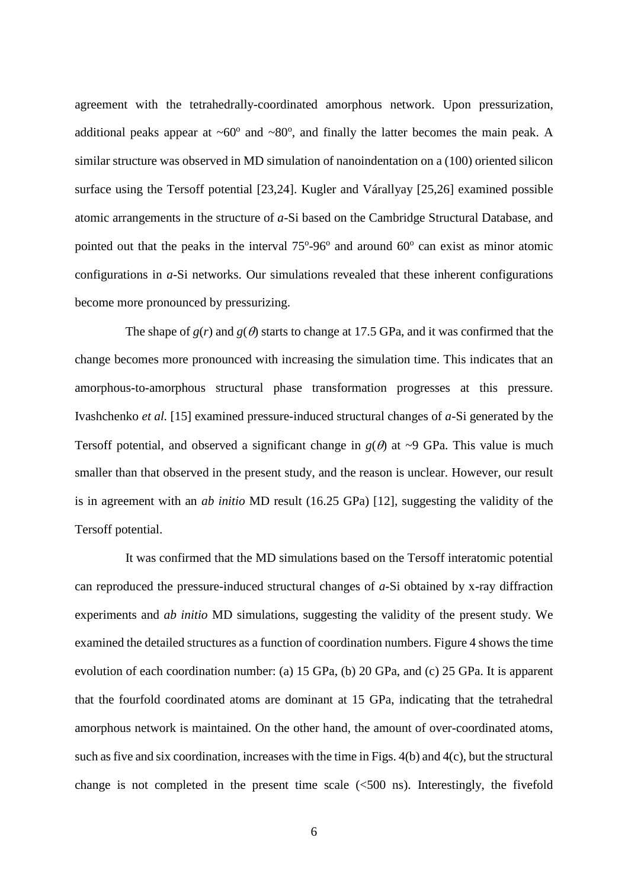agreement with the tetrahedrally-coordinated amorphous network. Upon pressurization, additional peaks appear at ~60° and ~80°, and finally the latter becomes the main peak. A similar structure was observed in MD simulation of nanoindentation on a (100) oriented silicon surface using the Tersoff potential [23,24]. Kugler and Várallyay [25,26] examined possible atomic arrangements in the structure of *a*-Si based on the Cambridge Structural Database, and pointed out that the peaks in the interval 75°-96° and around 60° can exist as minor atomic configurations in *a*-Si networks. Our simulations revealed that these inherent configurations become more pronounced by pressurizing.

The shape of $g(r)$ and $g(\theta)$ starts to change at 17.5 GPa, and it was confirmed that the change becomes more pronounced with increasing the simulation time. This indicates that an amorphous-to-amorphous structural phase transformation progresses at this pressure. Ivashchenko *et al.* [15] examined pressure-induced structural changes of *a*-Si generated by the Tersoff potential, and observed a significant change in $g(\theta)$ at ~9 GPa. This value is much smaller than that observed in the present study, and the reason is unclear. However, our result is in agreement with an *ab initio* MD result (16.25 GPa) [12], suggesting the validity of the Tersoff potential.

It was confirmed that the MD simulations based on the Tersoff interatomic potential can reproduced the pressure-induced structural changes of *a*-Si obtained by x-ray diffraction experiments and *ab initio* MD simulations, suggesting the validity of the present study. We examined the detailed structures as a function of coordination numbers. Figure 4 shows the time evolution of each coordination number: (a) 15 GPa, (b) 20 GPa, and (c) 25 GPa. It is apparent that the fourfold coordinated atoms are dominant at 15 GPa, indicating that the tetrahedral amorphous network is maintained. On the other hand, the amount of over-coordinated atoms, such as five and six coordination, increases with the time in Figs. 4(b) and 4(c), but the structural change is not completed in the present time scale (<500 ns). Interestingly, the fivefold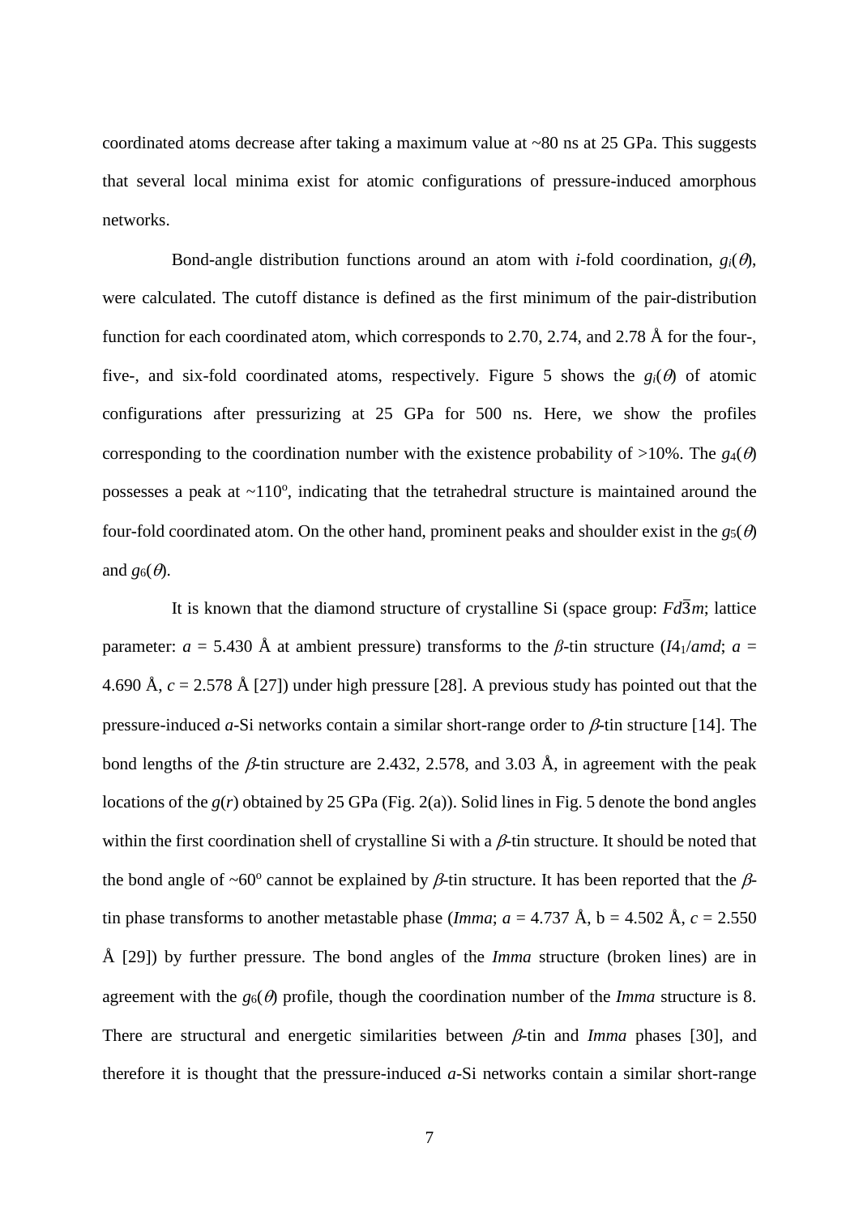coordinated atoms decrease after taking a maximum value at ~80 ns at 25 GPa. This suggests that several local minima exist for atomic configurations of pressure-induced amorphous networks.

Bond-angle distribution functions around an atom with *i*-fold coordination, $g_i(\theta)$, were calculated. The cutoff distance is defined as the first minimum of the pair-distribution function for each coordinated atom, which corresponds to 2.70, 2.74, and 2.78 Å for the four-, five-, and six-fold coordinated atoms, respectively. Figure 5 shows the $g_i(\theta)$ of atomic configurations after pressurizing at 25 GPa for 500 ns. Here, we show the profiles corresponding to the coordination number with the existence probability of >10%. The $g_4(\theta)$ possesses a peak at ~110$^o$, indicating that the tetrahedral structure is maintained around the four-fold coordinated atom. On the other hand, prominent peaks and shoulder exist in the $g_5(\theta)$ and $g_6(\theta)$.

It is known that the diamond structure of crystalline Si (space group: $Fd\bar{3}m$; lattice parameter: $a$ = 5.430 Å at ambient pressure) transforms to the $\beta$-tin structure ($I4_1/amd$; $a$ = 4.690 Å, $c$ = 2.578 Å [27]) under high pressure [28]. A previous study has pointed out that the pressure-induced *a*-Si networks contain a similar short-range order to $\beta$-tin structure [14]. The bond lengths of the $\beta$-tin structure are 2.432, 2.578, and 3.03 Å, in agreement with the peak locations of the $g(r)$ obtained by 25 GPa (Fig. 2(a)). Solid lines in Fig. 5 denote the bond angles within the first coordination shell of crystalline Si with a $\beta$-tin structure. It should be noted that the bond angle of ~60$^o$ cannot be explained by $\beta$-tin structure. It has been reported that the $\beta$-tin phase transforms to another metastable phase (*Imma*; $a$ = 4.737 Å, b = 4.502 Å, $c$ = 2.550 Å [29]) by further pressure. The bond angles of the *Imma* structure (broken lines) are in agreement with the $g_6(\theta)$ profile, though the coordination number of the *Imma* structure is 8. There are structural and energetic similarities between $\beta$-tin and *Imma* phases [30], and therefore it is thought that the pressure-induced *a*-Si networks contain a similar short-range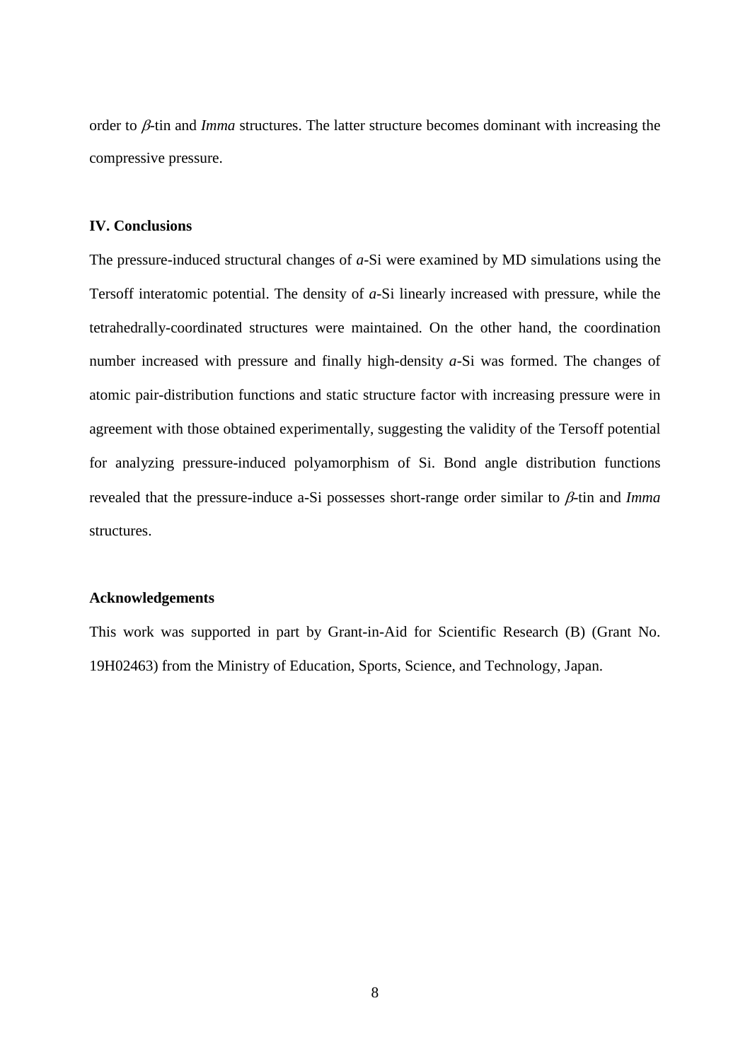order to $\beta$-tin and *Imma* structures. The latter structure becomes dominant with increasing the compressive pressure.

## IV. Conclusions

The pressure-induced structural changes of *a*-Si were examined by MD simulations using the Tersoff interatomic potential. The density of *a*-Si linearly increased with pressure, while the tetrahedrally-coordinated structures were maintained. On the other hand, the coordination number increased with pressure and finally high-density *a*-Si was formed. The changes of atomic pair-distribution functions and static structure factor with increasing pressure were in agreement with those obtained experimentally, suggesting the validity of the Tersoff potential for analyzing pressure-induced polyamorphism of Si. Bond angle distribution functions revealed that the pressure-induce a-Si possesses short-range order similar to $\beta$-tin and *Imma* structures.

## Acknowledgements

This work was supported in part by Grant-in-Aid for Scientific Research (B) (Grant No. 19H02463) from the Ministry of Education, Sports, Science, and Technology, Japan.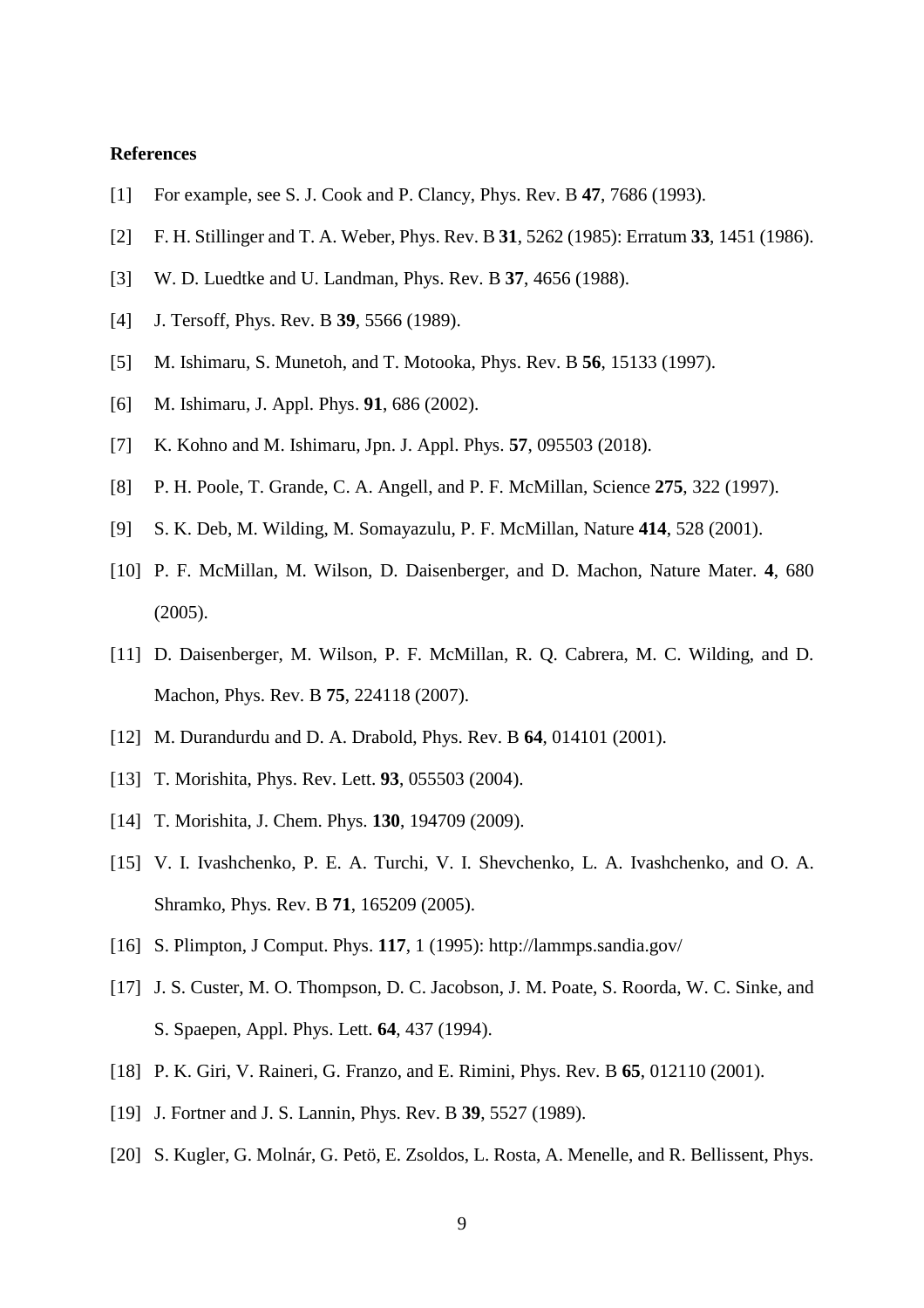**References**

[1] For example, see S. J. Cook and P. Clancy, Phys. Rev. B **47**, 7686 (1993).

[2] F. H. Stillinger and T. A. Weber, Phys. Rev. B **31**, 5262 (1985): Erratum **33**, 1451 (1986).

[3] W. D. Luedtke and U. Landman, Phys. Rev. B **37**, 4656 (1988).

[4] J. Tersoff, Phys. Rev. B **39**, 5566 (1989).

[5] M. Ishimaru, S. Munetoh, and T. Motooka, Phys. Rev. B **56**, 15133 (1997).

[6] M. Ishimaru, J. Appl. Phys. **91**, 686 (2002).

[7] K. Kohno and M. Ishimaru, Jpn. J. Appl. Phys. **57**, 095503 (2018).

[8] P. H. Poole, T. Grande, C. A. Angell, and P. F. McMillan, Science **275**, 322 (1997).

[9] S. K. Deb, M. Wilding, M. Somayazulu, P. F. McMillan, Nature **414**, 528 (2001).

[10] P. F. McMillan, M. Wilson, D. Daisenberger, and D. Machon, Nature Mater. **4**, 680 (2005).

[11] D. Daisenberger, M. Wilson, P. F. McMillan, R. Q. Cabrera, M. C. Wilding, and D. Machon, Phys. Rev. B **75**, 224118 (2007).

[12] M. Durandurdu and D. A. Drabold, Phys. Rev. B **64**, 014101 (2001).

[13] T. Morishita, Phys. Rev. Lett. **93**, 055503 (2004).

[14] T. Morishita, J. Chem. Phys. **130**, 194709 (2009).

[15] V. I. Ivashchenko, P. E. A. Turchi, V. I. Shevchenko, L. A. Ivashchenko, and O. A. Shramko, Phys. Rev. B **71**, 165209 (2005).

[16] S. Plimpton, J Comput. Phys. **117**, 1 (1995): http://lammps.sandia.gov/

[17] J. S. Custer, M. O. Thompson, D. C. Jacobson, J. M. Poate, S. Roorda, W. C. Sinke, and S. Spaepen, Appl. Phys. Lett. **64**, 437 (1994).

[18] P. K. Giri, V. Raineri, G. Franzo, and E. Rimini, Phys. Rev. B **65**, 012110 (2001).

[19] J. Fortner and J. S. Lannin, Phys. Rev. B **39**, 5527 (1989).

[20] S. Kugler, G. Molnár, G. Petö, E. Zsoldos, L. Rosta, A. Menelle, and R. Bellissent, Phys.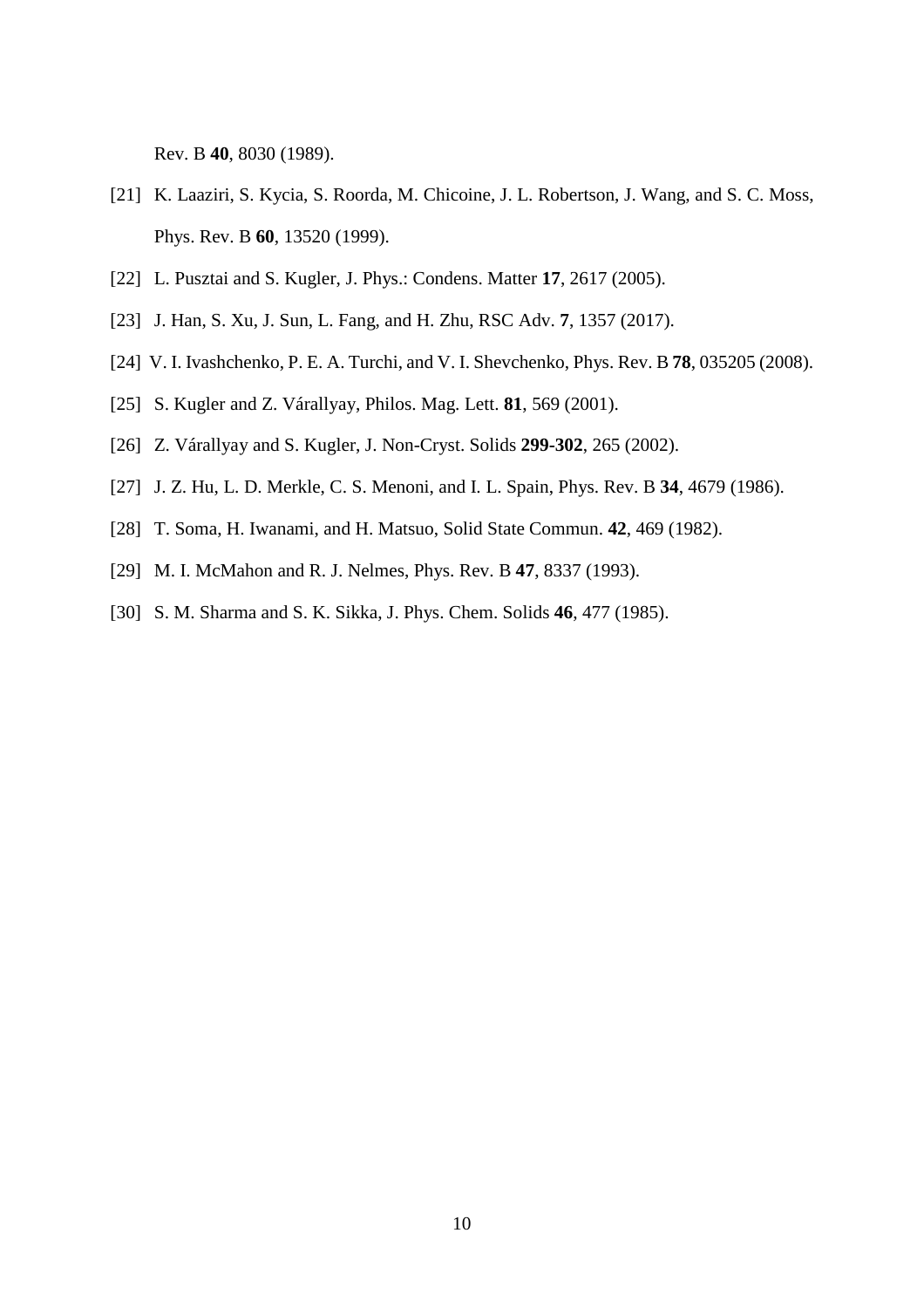Rev. B **40**, 8030 (1989).

[21] K. Laaziri, S. Kycia, S. Roorda, M. Chicoine, J. L. Robertson, J. Wang, and S. C. Moss, Phys. Rev. B **60**, 13520 (1999).

[22] L. Pusztai and S. Kugler, J. Phys.: Condens. Matter **17**, 2617 (2005).

[23] J. Han, S. Xu, J. Sun, L. Fang, and H. Zhu, RSC Adv. **7**, 1357 (2017).

[24] V. I. Ivashchenko, P. E. A. Turchi, and V. I. Shevchenko, Phys. Rev. B **78**, 035205 (2008).

[25] S. Kugler and Z. Várallyay, Philos. Mag. Lett. **81**, 569 (2001).

[26] Z. Várallyay and S. Kugler, J. Non-Cryst. Solids **299-302**, 265 (2002).

[27] J. Z. Hu, L. D. Merkle, C. S. Menoni, and I. L. Spain, Phys. Rev. B **34**, 4679 (1986).

[28] T. Soma, H. Iwanami, and H. Matsuo, Solid State Commun. **42**, 469 (1982).

[29] M. I. McMahon and R. J. Nelmes, Phys. Rev. B **47**, 8337 (1993).

[30] S. M. Sharma and S. K. Sikka, J. Phys. Chem. Solids **46**, 477 (1985).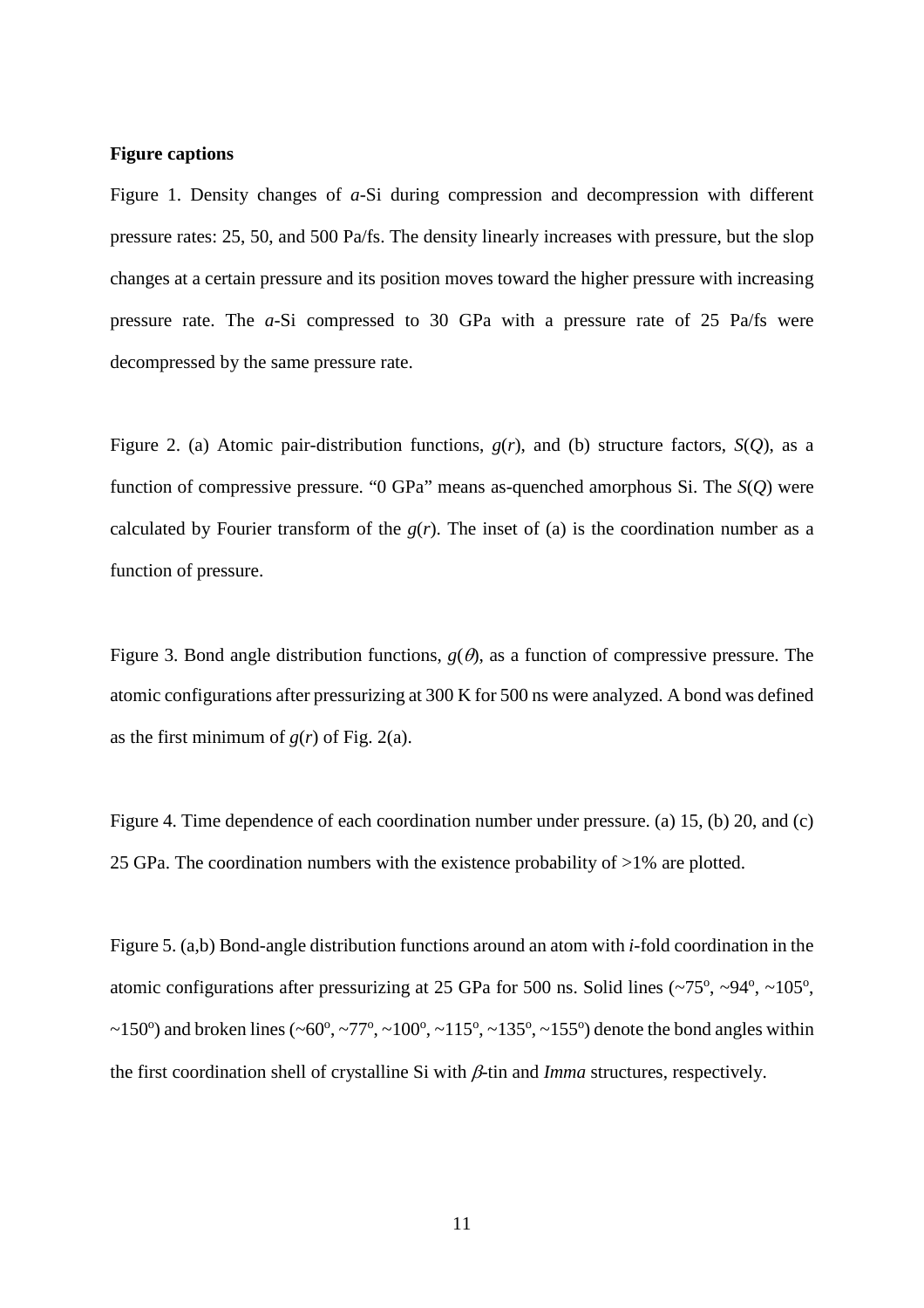**Figure captions**

Figure 1. Density changes of *a*-Si during compression and decompression with different pressure rates: 25, 50, and 500 Pa/fs. The density linearly increases with pressure, but the slop changes at a certain pressure and its position moves toward the higher pressure with increasing pressure rate. The *a*-Si compressed to 30 GPa with a pressure rate of 25 Pa/fs were decompressed by the same pressure rate.

Figure 2. (a) Atomic pair-distribution functions, $g(r)$, and (b) structure factors, $S(Q)$, as a function of compressive pressure. "0 GPa" means as-quenched amorphous Si. The $S(Q)$ were calculated by Fourier transform of the $g(r)$. The inset of (a) is the coordination number as a function of pressure.

Figure 3. Bond angle distribution functions, $g(\theta)$, as a function of compressive pressure. The atomic configurations after pressurizing at 300 K for 500 ns were analyzed. A bond was defined as the first minimum of $g(r)$ of Fig. 2(a).

Figure 4. Time dependence of each coordination number under pressure. (a) 15, (b) 20, and (c) 25 GPa. The coordination numbers with the existence probability of >1% are plotted.

Figure 5. (a,b) Bond-angle distribution functions around an atom with *i*-fold coordination in the atomic configurations after pressurizing at 25 GPa for 500 ns. Solid lines (~75$^{o}$, ~94$^{o}$, ~105$^{o}$, ~150$^{o}$) and broken lines (~60$^{o}$, ~77$^{o}$, ~100$^{o}$, ~115$^{o}$, ~135$^{o}$, ~155$^{o}$) denote the bond angles within the first coordination shell of crystalline Si with $\beta$-tin and *Imma* structures, respectively.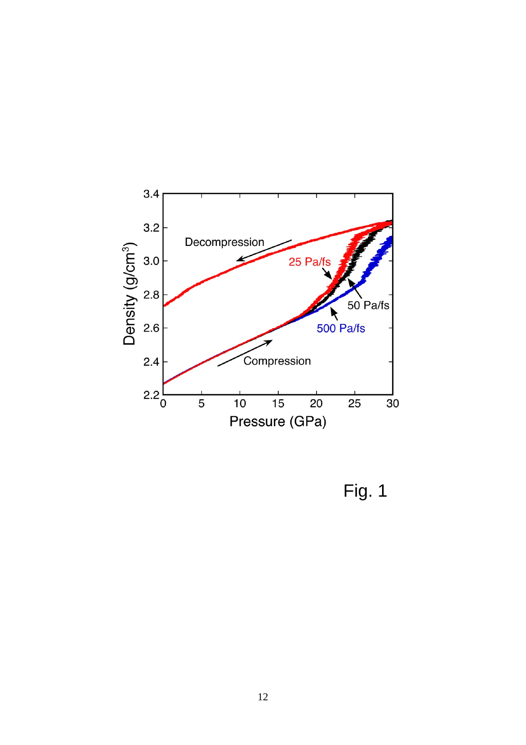Fig. 1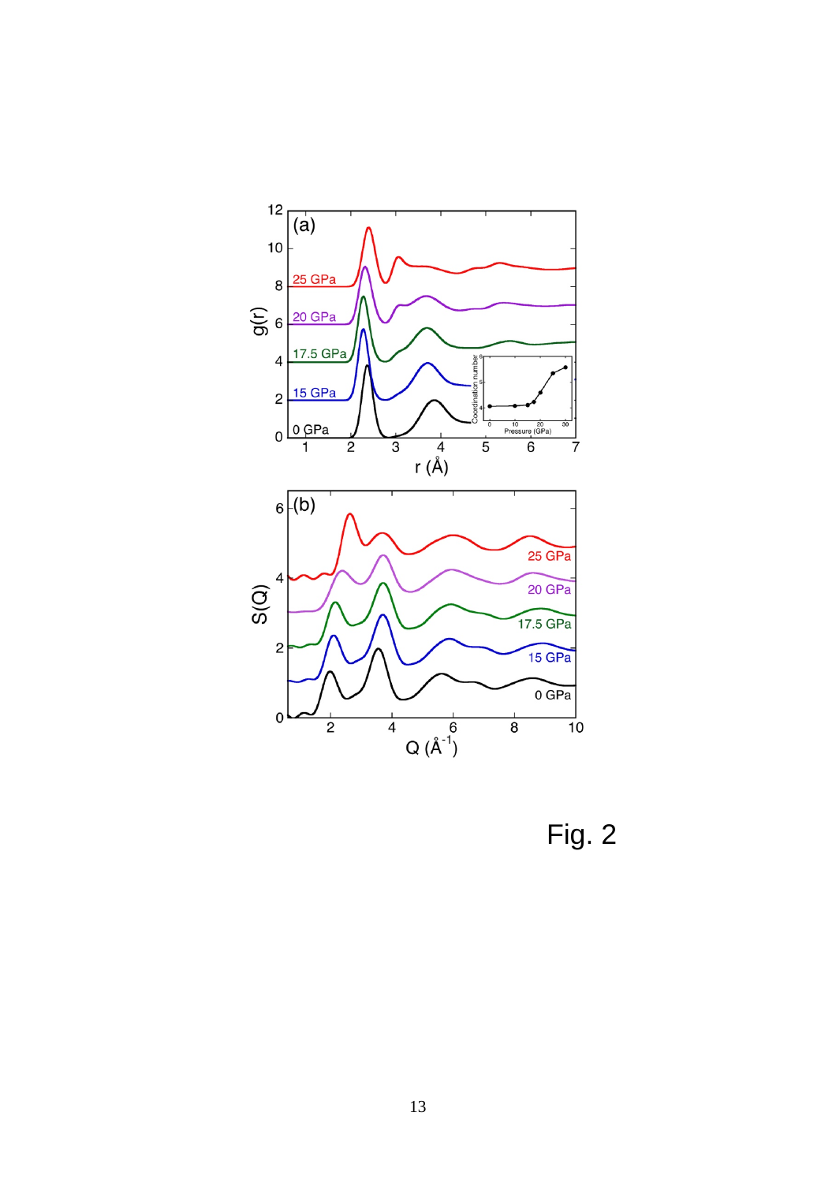Fig. 2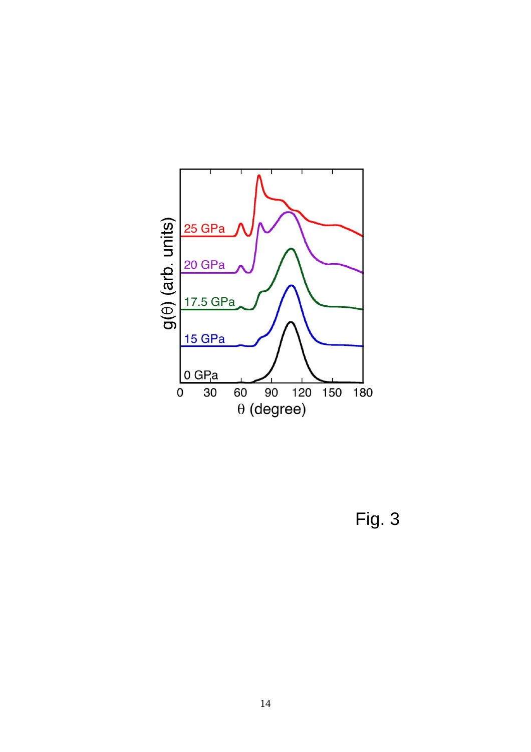Fig. 3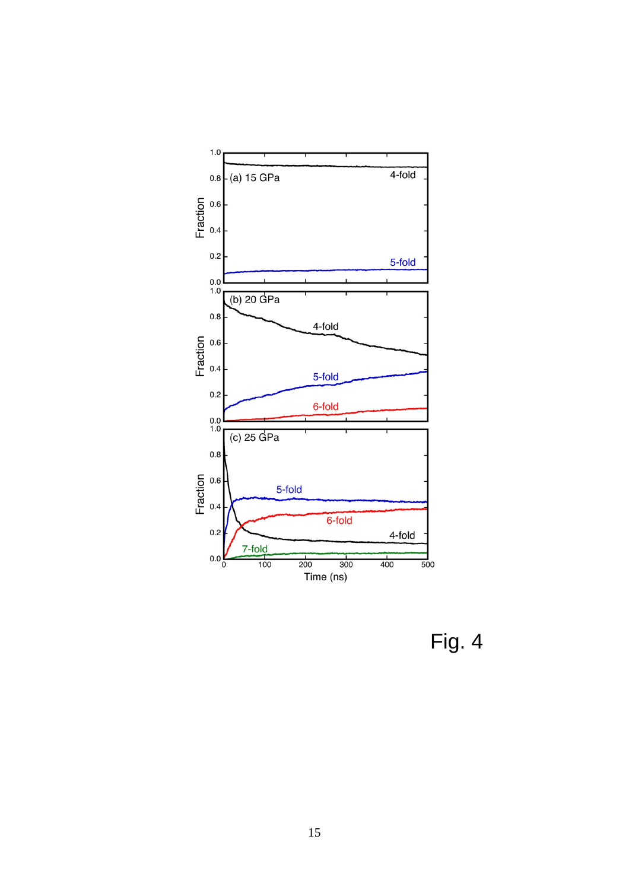Fig. 4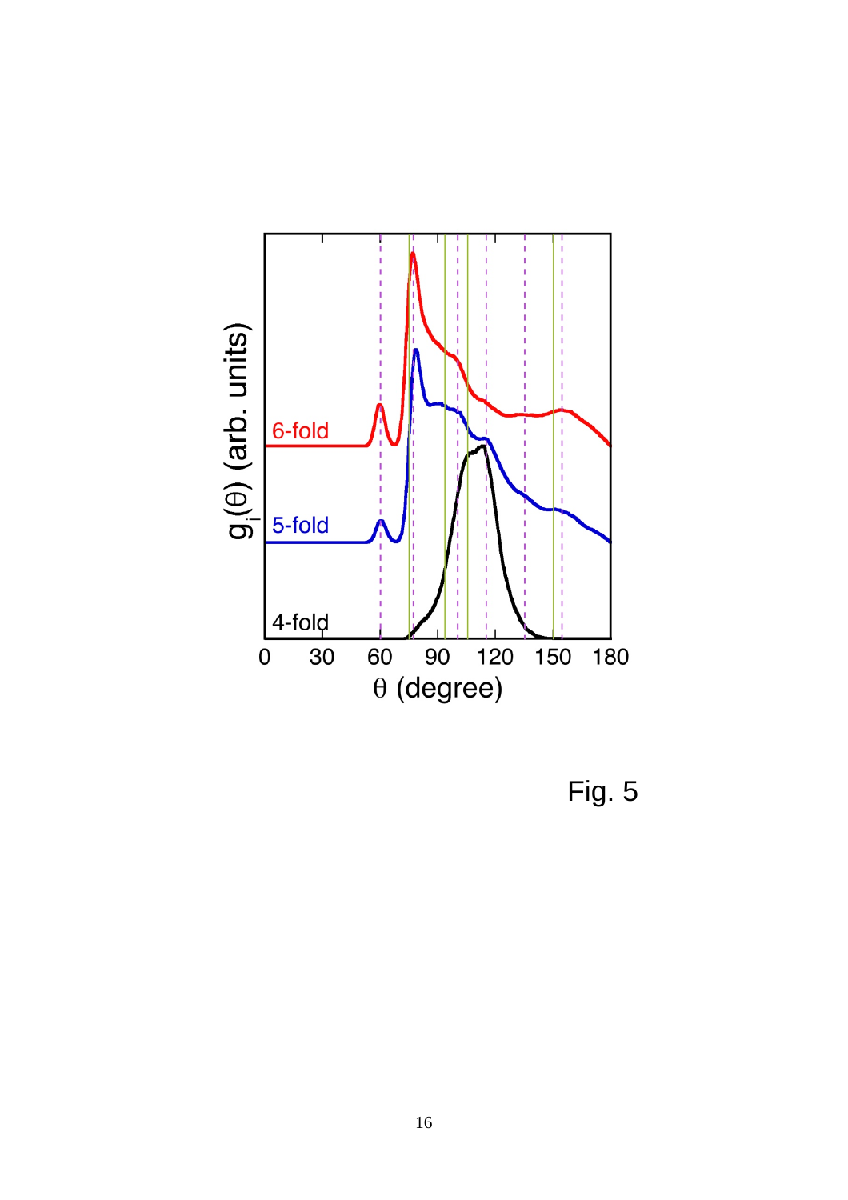6-fold

5-fold

4-fold

$g_i(\theta)$ (arb. units)

0 30 60 90 120 150 180

$\theta$ (degree)

Fig. 5